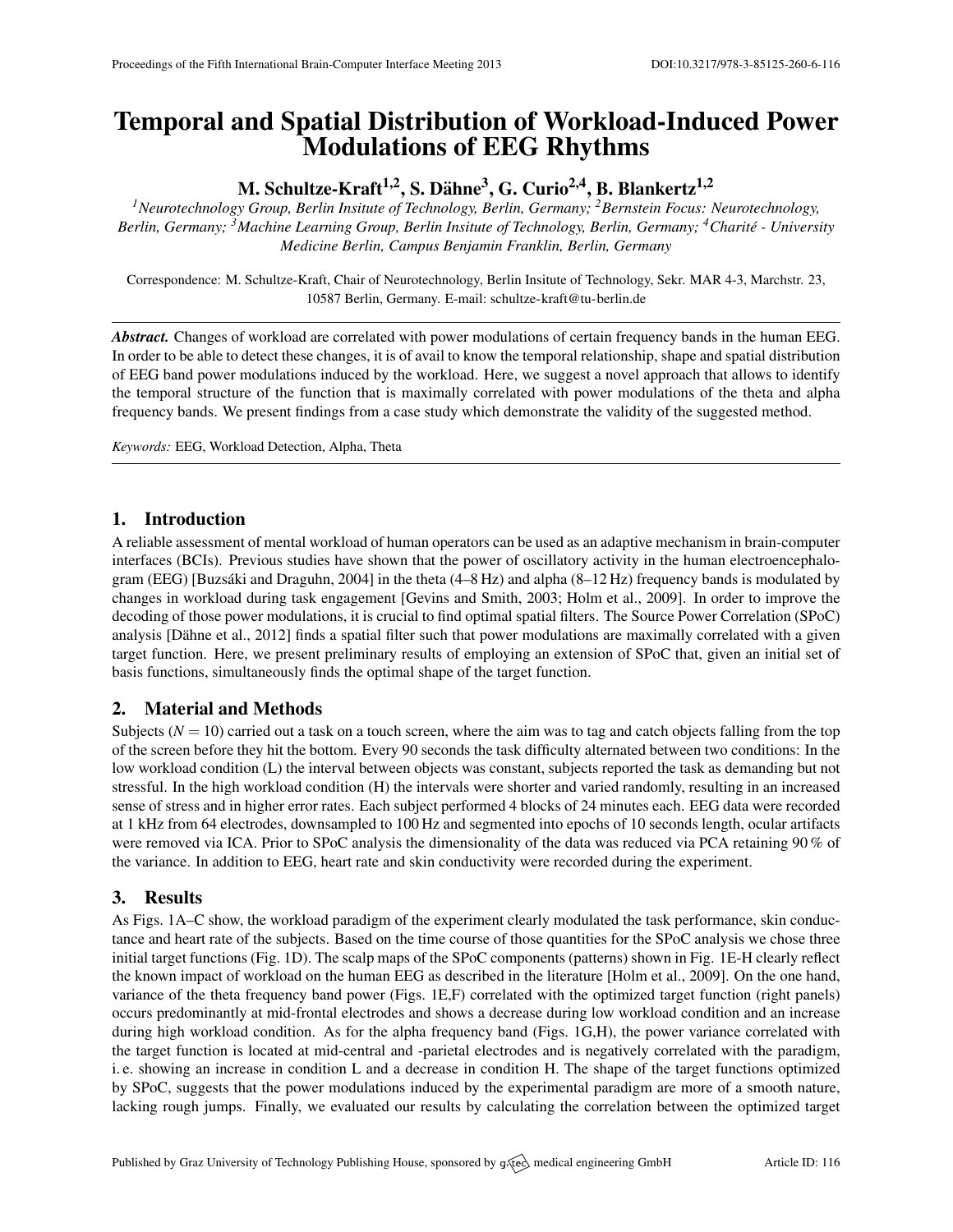# Temporal and Spatial Distribution of Workload-Induced Power Modulations of EEG Rhythms

**M. Schultze-Kraft[1,2], S. Dähne[3], G. Curio[2,4], B. Blankertz[1,2]**

[1]*Neurotechnology Group, Berlin Insitute of Technology, Berlin, Germany;* [2]*Bernstein Focus: Neurotechnology, Berlin, Germany;* [3]*Machine Learning Group, Berlin Insitute of Technology, Berlin, Germany;* [4]*Charité - University Medicine Berlin, Campus Benjamin Franklin, Berlin, Germany*

Correspondence: M. Schultze-Kraft, Chair of Neurotechnology, Berlin Insitute of Technology, Sekr. MAR 4-3, Marchstr. 23, 10587 Berlin, Germany. E-mail: schultze-kraft@tu-berlin.de

***Abstract.*** Changes of workload are correlated with power modulations of certain frequency bands in the human EEG. In order to be able to detect these changes, it is of avail to know the temporal relationship, shape and spatial distribution of EEG band power modulations induced by the workload. Here, we suggest a novel approach that allows to identify the temporal structure of the function that is maximally correlated with power modulations of the theta and alpha frequency bands. We present findings from a case study which demonstrate the validity of the suggested method.

*Keywords:* EEG, Workload Detection, Alpha, Theta

## 1. Introduction

A reliable assessment of mental workload of human operators can be used as an adaptive mechanism in brain-computer interfaces (BCIs). Previous studies have shown that the power of oscillatory activity in the human electroencephalogram (EEG) [Buzsáki and Draguhn, 2004] in the theta (4–8 Hz) and alpha (8–12 Hz) frequency bands is modulated by changes in workload during task engagement [Gevins and Smith, 2003; Holm et al., 2009]. In order to improve the decoding of those power modulations, it is crucial to find optimal spatial filters. The Source Power Correlation (SPoC) analysis [Dähne et al., 2012] finds a spatial filter such that power modulations are maximally correlated with a given target function. Here, we present preliminary results of employing an extension of SPoC that, given an initial set of basis functions, simultaneously finds the optimal shape of the target function.

## 2. Material and Methods

Subjects ($N = 10$) carried out a task on a touch screen, where the aim was to tag and catch objects falling from the top of the screen before they hit the bottom. Every 90 seconds the task difficulty alternated between two conditions: In the low workload condition (L) the interval between objects was constant, subjects reported the task as demanding but not stressful. In the high workload condition (H) the intervals were shorter and varied randomly, resulting in an increased sense of stress and in higher error rates. Each subject performed 4 blocks of 24 minutes each. EEG data were recorded at 1 kHz from 64 electrodes, downsampled to 100 Hz and segmented into epochs of 10 seconds length, ocular artifacts were removed via ICA. Prior to SPoC analysis the dimensionality of the data was reduced via PCA retaining 90 % of the variance. In addition to EEG, heart rate and skin conductivity were recorded during the experiment.

## 3. Results

As Figs. 1A–C show, the workload paradigm of the experiment clearly modulated the task performance, skin conductance and heart rate of the subjects. Based on the time course of those quantities for the SPoC analysis we chose three initial target functions (Fig. 1D). The scalp maps of the SPoC components (patterns) shown in Fig. 1E-H clearly reflect the known impact of workload on the human EEG as described in the literature [Holm et al., 2009]. On the one hand, variance of the theta frequency band power (Figs. 1E,F) correlated with the optimized target function (right panels) occurs predominantly at mid-frontal electrodes and shows a decrease during low workload condition and an increase during high workload condition. As for the alpha frequency band (Figs. 1G,H), the power variance correlated with the target function is located at mid-central and -parietal electrodes and is negatively correlated with the paradigm, i. e. showing an increase in condition L and a decrease in condition H. The shape of the target functions optimized by SPoC, suggests that the power modulations induced by the experimental paradigm are more of a smooth nature, lacking rough jumps. Finally, we evaluated our results by calculating the correlation between the optimized target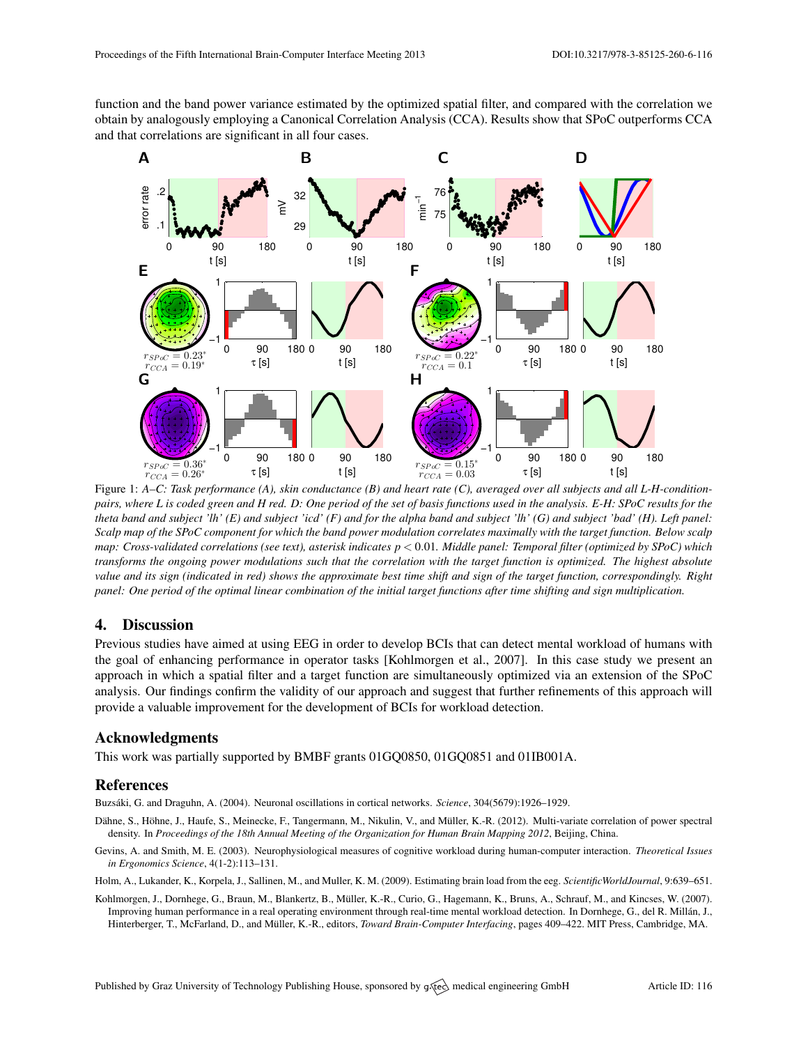function and the band power variance estimated by the optimized spatial filter, and compared with the correlation we obtain by analogously employing a Canonical Correlation Analysis (CCA). Results show that SPoC outperforms CCA and that correlations are significant in all four cases.

A
error rate
.2
.1
0
90
180
t [s]

B
mV
32
29
0
90
180
t [s]

C
$\text{min}^{-1}$
76
75
0
90
180
t [s]

D
0
90
180
t [s]

E
$r_{SPoC} = 0.23^*$
$r_{CCA} = 0.19^*$
1
−1
0
90
180
τ [s]
0
90
180
t [s]

F
$r_{SPoC} = 0.22^*$
$r_{CCA} = 0.1$
1
−1
0
90
180
τ [s]
0
90
180
t [s]

G
$r_{SPoC} = 0.36^*$
$r_{CCA} = 0.26^*$
1
−1
0
90
180
τ [s]
0
90
180
t [s]

H
$r_{SPoC} = 0.15^*$
$r_{CCA} = 0.03$
1
−1
0
90
180
τ [s]
0
90
180
t [s]

Figure 1: *A–C: Task performance (A), skin conductance (B) and heart rate (C), averaged over all subjects and all L-H-condition-pairs, where L is coded green and H red. D: One period of the set of basis functions used in the analysis. E-H: SPoC results for the theta band and subject 'lh' (E) and subject 'icd' (F) and for the alpha band and subject 'lh' (G) and subject 'bad' (H). Left panel: Scalp map of the SPoC component for which the band power modulation correlates maximally with the target function. Below scalp map: Cross-validated correlations (see text), asterisk indicates* $p < 0.01$. *Middle panel: Temporal filter (optimized by SPoC) which transforms the ongoing power modulations such that the correlation with the target function is optimized. The highest absolute value and its sign (indicated in red) shows the approximate best time shift and sign of the target function, correspondingly. Right panel: One period of the optimal linear combination of the initial target functions after time shifting and sign multiplication.*

## 4. Discussion

Previous studies have aimed at using EEG in order to develop BCIs that can detect mental workload of humans with the goal of enhancing performance in operator tasks [Kohlmorgen et al., 2007]. In this case study we present an approach in which a spatial filter and a target function are simultaneously optimized via an extension of the SPoC analysis. Our findings confirm the validity of our approach and suggest that further refinements of this approach will provide a valuable improvement for the development of BCIs for workload detection.

## Acknowledgments

This work was partially supported by BMBF grants 01GQ0850, 01GQ0851 and 01IB001A.

## References

Buzsáki, G. and Draguhn, A. (2004). Neuronal oscillations in cortical networks. *Science*, 304(5679):1926–1929.

Dähne, S., Höhne, J., Haufe, S., Meinecke, F., Tangermann, M., Nikulin, V., and Müller, K.-R. (2012). Multi-variate correlation of power spectral density. In *Proceedings of the 18th Annual Meeting of the Organization for Human Brain Mapping 2012*, Beijing, China.

Gevins, A. and Smith, M. E. (2003). Neurophysiological measures of cognitive workload during human-computer interaction. *Theoretical Issues in Ergonomics Science*, 4(1-2):113–131.

Holm, A., Lukander, K., Korpela, J., Sallinen, M., and Muller, K. M. (2009). Estimating brain load from the eeg. *ScientificWorldJournal*, 9:639–651.

Kohlmorgen, J., Dornhege, G., Braun, M., Blankertz, B., Müller, K.-R., Curio, G., Hagemann, K., Bruns, A., Schrauf, M., and Kincses, W. (2007). Improving human performance in a real operating environment through real-time mental workload detection. In Dornhege, G., del R. Millán, J., Hinterberger, T., McFarland, D., and Müller, K.-R., editors, *Toward Brain-Computer Interfacing*, pages 409–422. MIT Press, Cambridge, MA.